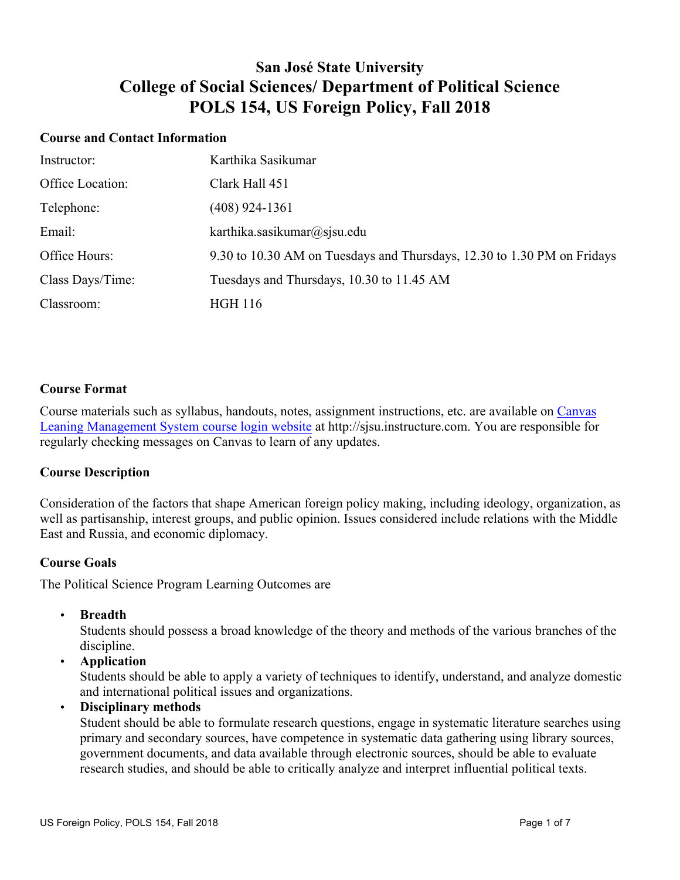# San José State University
# College of Social Sciences/ Department of Political Science
# POLS 154, US Foreign Policy, Fall 2018

## Course and Contact Information

| | |
|---|---|
| Instructor: | Karthika Sasikumar |
| Office Location: | Clark Hall 451 |
| Telephone: | (408) 924-1361 |
| Email: | karthika.sasikumar@sjsu.edu |
| Office Hours: | 9.30 to 10.30 AM on Tuesdays and Thursdays, 12.30 to 1.30 PM on Fridays |
| Class Days/Time: | Tuesdays and Thursdays, 10.30 to 11.45 AM |
| Classroom: | HGH 116 |

## Course Format

Course materials such as syllabus, handouts, notes, assignment instructions, etc. are available on [Canvas Leaning Management System course login website](http://sjsu.instructure.com) at http://sjsu.instructure.com. You are responsible for regularly checking messages on Canvas to learn of any updates.

## Course Description

Consideration of the factors that shape American foreign policy making, including ideology, organization, as well as partisanship, interest groups, and public opinion. Issues considered include relations with the Middle East and Russia, and economic diplomacy.

## Course Goals

The Political Science Program Learning Outcomes are

- **Breadth**
  Students should possess a broad knowledge of the theory and methods of the various branches of the discipline.
- **Application**
  Students should be able to apply a variety of techniques to identify, understand, and analyze domestic and international political issues and organizations.
- **Disciplinary methods**
  Student should be able to formulate research questions, engage in systematic literature searches using primary and secondary sources, have competence in systematic data gathering using library sources, government documents, and data available through electronic sources, should be able to evaluate research studies, and should be able to critically analyze and interpret influential political texts.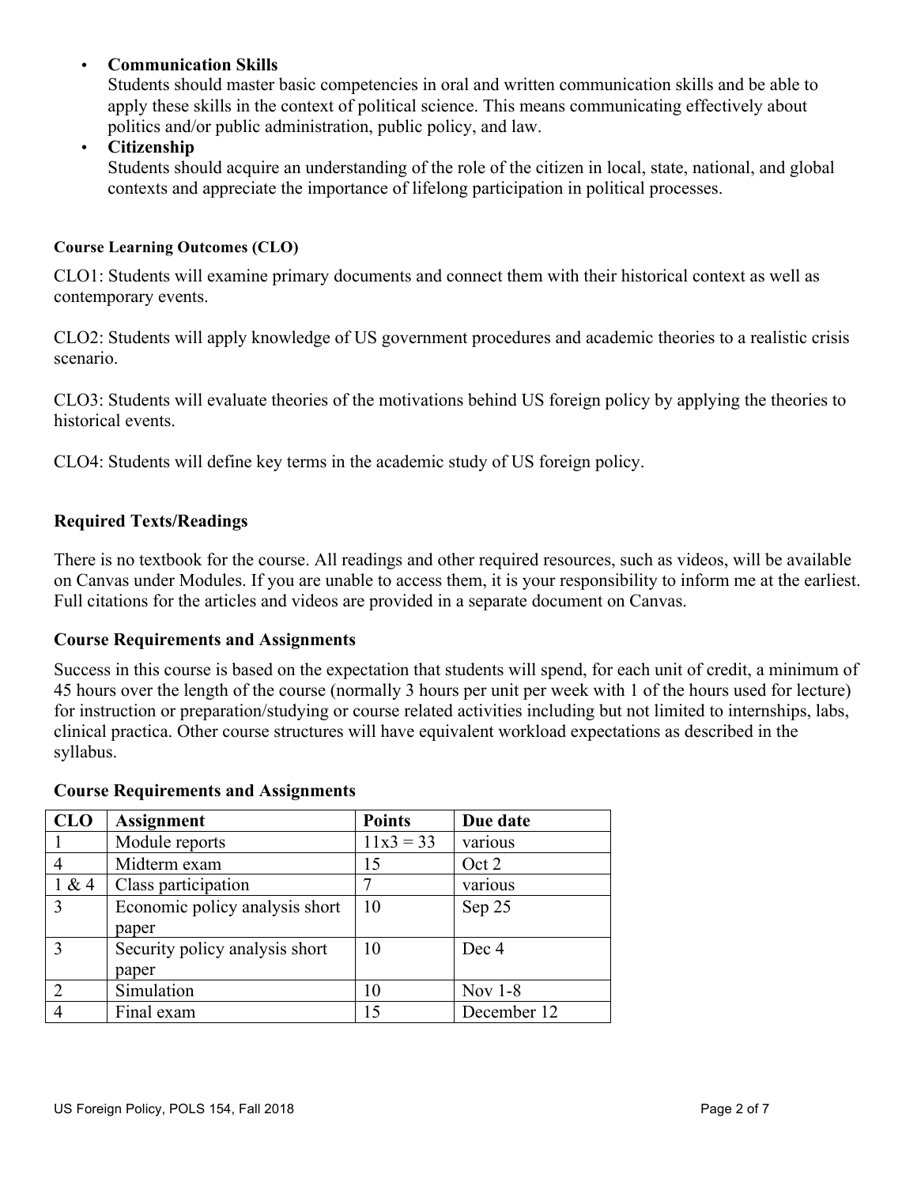- **Communication Skills**
  Students should master basic competencies in oral and written communication skills and be able to apply these skills in the context of political science. This means communicating effectively about politics and/or public administration, public policy, and law.
- **Citizenship**
  Students should acquire an understanding of the role of the citizen in local, state, national, and global contexts and appreciate the importance of lifelong participation in political processes.

#### Course Learning Outcomes (CLO)

CLO1: Students will examine primary documents and connect them with their historical context as well as contemporary events.

CLO2: Students will apply knowledge of US government procedures and academic theories to a realistic crisis scenario.

CLO3: Students will evaluate theories of the motivations behind US foreign policy by applying the theories to historical events.

CLO4: Students will define key terms in the academic study of US foreign policy.

### Required Texts/Readings

There is no textbook for the course. All readings and other required resources, such as videos, will be available on Canvas under Modules. If you are unable to access them, it is your responsibility to inform me at the earliest. Full citations for the articles and videos are provided in a separate document on Canvas.

### Course Requirements and Assignments

Success in this course is based on the expectation that students will spend, for each unit of credit, a minimum of 45 hours over the length of the course (normally 3 hours per unit per week with 1 of the hours used for lecture) for instruction or preparation/studying or course related activities including but not limited to internships, labs, clinical practica. Other course structures will have equivalent workload expectations as described in the syllabus.

### Course Requirements and Assignments

| CLO | Assignment | Points | Due date |
|---|---|---|---|
| 1 | Module reports | 11x3 = 33 | various |
| 4 | Midterm exam | 15 | Oct 2 |
| 1 & 4 | Class participation | 7 | various |
| 3 | Economic policy analysis short paper | 10 | Sep 25 |
| 3 | Security policy analysis short paper | 10 | Dec 4 |
| 2 | Simulation | 10 | Nov 1-8 |
| 4 | Final exam | 15 | December 12 |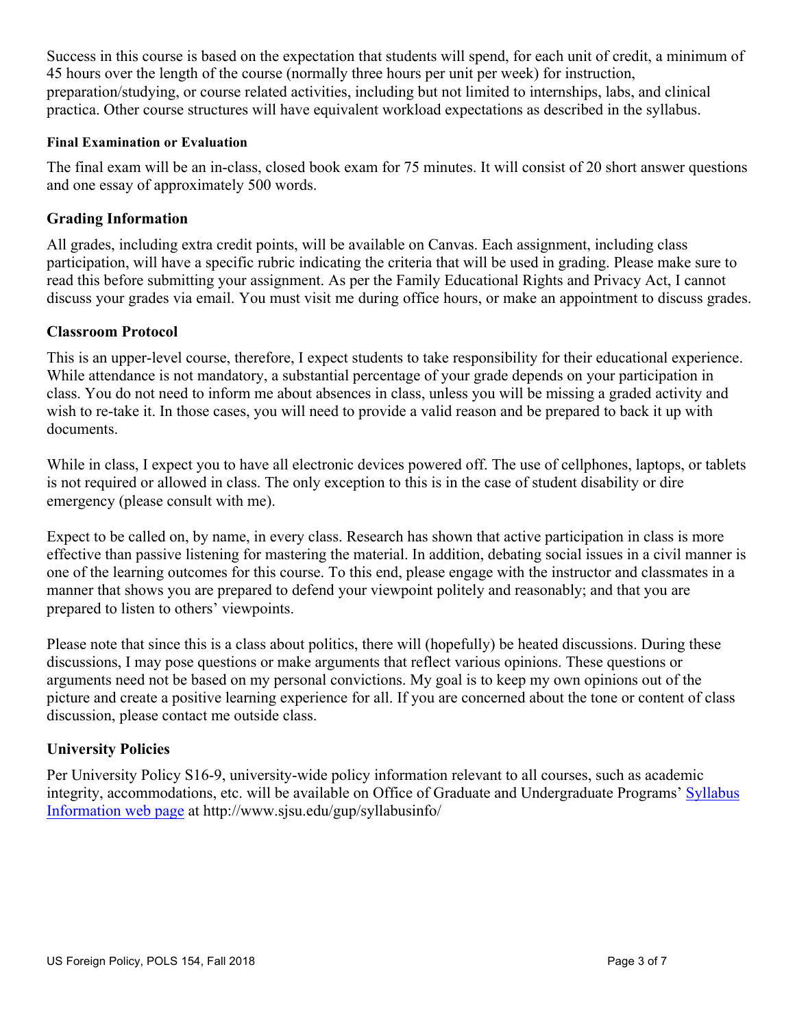Success in this course is based on the expectation that students will spend, for each unit of credit, a minimum of 45 hours over the length of the course (normally three hours per unit per week) for instruction, preparation/studying, or course related activities, including but not limited to internships, labs, and clinical practica. Other course structures will have equivalent workload expectations as described in the syllabus.

#### Final Examination or Evaluation

The final exam will be an in-class, closed book exam for 75 minutes. It will consist of 20 short answer questions and one essay of approximately 500 words.

### Grading Information

All grades, including extra credit points, will be available on Canvas. Each assignment, including class participation, will have a specific rubric indicating the criteria that will be used in grading. Please make sure to read this before submitting your assignment. As per the Family Educational Rights and Privacy Act, I cannot discuss your grades via email. You must visit me during office hours, or make an appointment to discuss grades.

### Classroom Protocol

This is an upper-level course, therefore, I expect students to take responsibility for their educational experience. While attendance is not mandatory, a substantial percentage of your grade depends on your participation in class. You do not need to inform me about absences in class, unless you will be missing a graded activity and wish to re-take it. In those cases, you will need to provide a valid reason and be prepared to back it up with documents.

While in class, I expect you to have all electronic devices powered off. The use of cellphones, laptops, or tablets is not required or allowed in class. The only exception to this is in the case of student disability or dire emergency (please consult with me).

Expect to be called on, by name, in every class. Research has shown that active participation in class is more effective than passive listening for mastering the material. In addition, debating social issues in a civil manner is one of the learning outcomes for this course. To this end, please engage with the instructor and classmates in a manner that shows you are prepared to defend your viewpoint politely and reasonably; and that you are prepared to listen to others' viewpoints.

Please note that since this is a class about politics, there will (hopefully) be heated discussions. During these discussions, I may pose questions or make arguments that reflect various opinions. These questions or arguments need not be based on my personal convictions. My goal is to keep my own opinions out of the picture and create a positive learning experience for all. If you are concerned about the tone or content of class discussion, please contact me outside class.

### University Policies

Per University Policy S16-9, university-wide policy information relevant to all courses, such as academic integrity, accommodations, etc. will be available on Office of Graduate and Undergraduate Programs' [Syllabus Information web page](http://www.sjsu.edu/gup/syllabusinfo/) at http://www.sjsu.edu/gup/syllabusinfo/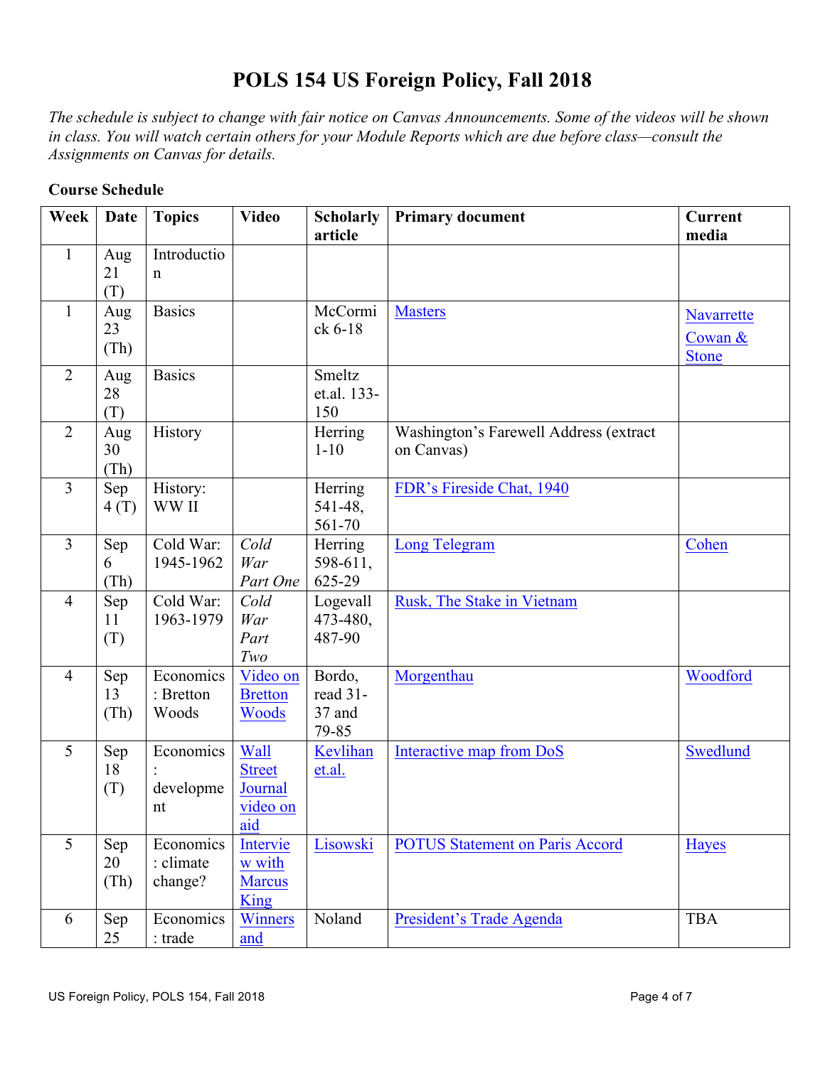# POLS 154 US Foreign Policy, Fall 2018

*The schedule is subject to change with fair notice on Canvas Announcements. Some of the videos will be shown in class. You will watch certain others for your Module Reports which are due before class—consult the Assignments on Canvas for details.*

**Course Schedule**

| Week | Date | Topics | Video | Scholarly article | Primary document | Current media |
|---|---|---|---|---|---|---|
| 1 | Aug 21 (T) | Introduction | | | | |
| 1 | Aug 23 (Th) | Basics | | McCormick 6-18 | Masters | Navarrette<br>Cowan & Stone |
| 2 | Aug 28 (T) | Basics | | Smeltz et.al. 133-150 | | |
| 2 | Aug 30 (Th) | History | | Herring 1-10 | Washington's Farewell Address (extract on Canvas) | |
| 3 | Sep 4 (T) | History: WW II | | Herring 541-48, 561-70 | FDR's Fireside Chat, 1940 | |
| 3 | Sep 6 (Th) | Cold War: 1945-1962 | *Cold War Part One* | Herring 598-611, 625-29 | Long Telegram | Cohen |
| 4 | Sep 11 (T) | Cold War: 1963-1979 | *Cold War Part Two* | Logevall 473-480, 487-90 | Rusk, The Stake in Vietnam | |
| 4 | Sep 13 (Th) | Economics: Bretton Woods | Video on Bretton Woods | Bordo, read 31-37 and 79-85 | Morgenthau | Woodford |
| 5 | Sep 18 (T) | Economics: development | Wall Street Journal video on aid | Kevlihan et.al. | Interactive map from DoS | Swedlund |
| 5 | Sep 20 (Th) | Economics: climate change? | Interview with Marcus King | Lisowski | POTUS Statement on Paris Accord | Hayes |
| 6 | Sep 25 | Economics: trade | Winners and | Noland | President's Trade Agenda | TBA |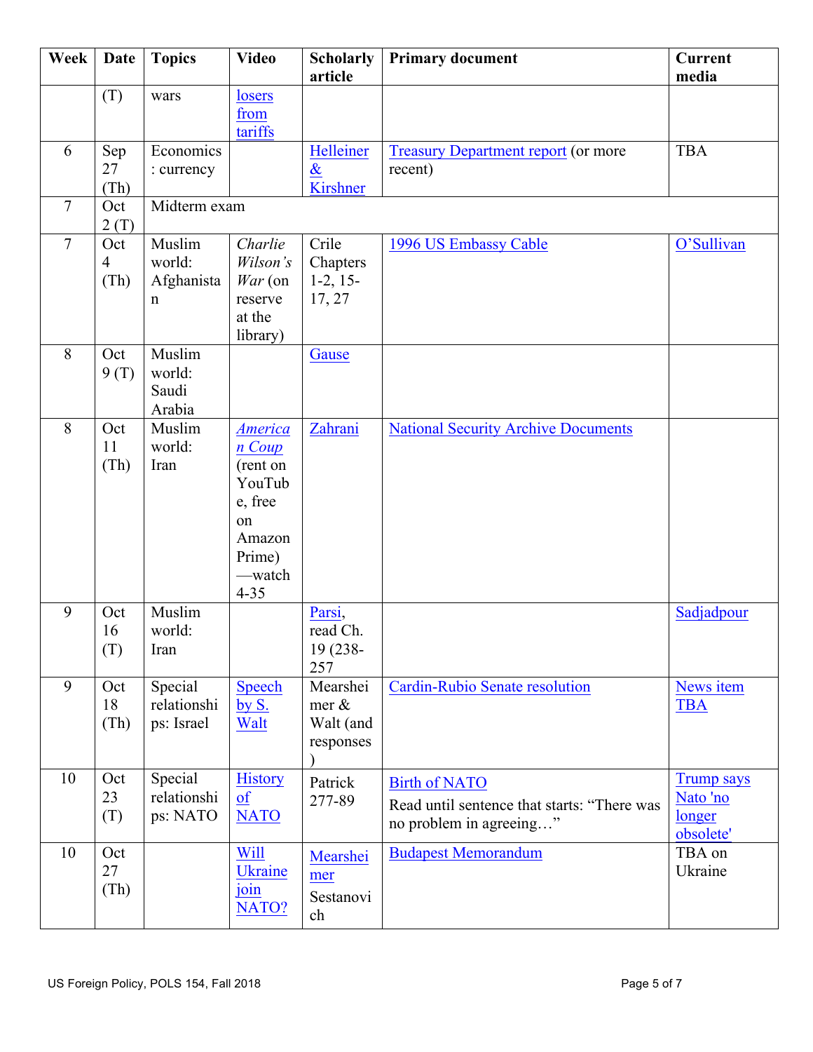| Week | Date | Topics | Video | Scholarly article | Primary document | Current media |
|---|---|---|---|---|---|---|
| | (T) | wars | losers from tariffs | | | |
| 6 | Sep 27 (Th) | Economics: currency | | Helleiner & Kirshner | Treasury Department report (or more recent) | TBA |
| 7 | Oct 2 (T) | Midterm exam | | | | |
| 7 | Oct 4 (Th) | Muslim world: Afghanistan | *Charlie Wilson's War* (on reserve at the library) | Crile Chapters 1-2, 15-17, 27 | 1996 US Embassy Cable | O'Sullivan |
| 8 | Oct 9 (T) | Muslim world: Saudi Arabia | | Gause | | |
| 8 | Oct 11 (Th) | Muslim world: Iran | *American Coup* (rent on YouTube, free on Amazon Prime)—watch 4-35 | Zahrani | National Security Archive Documents | |
| 9 | Oct 16 (T) | Muslim world: Iran | | Parsi, read Ch. 19 (238-257 | | Sadjadpour |
| 9 | Oct 18 (Th) | Special relationships: Israel | Speech by S. Walt | Mearsheimer & Walt (and responses) | Cardin-Rubio Senate resolution | News item TBA |
| 10 | Oct 23 (T) | Special relationships: NATO | History of NATO | Patrick 277-89 | Birth of NATO<br>Read until sentence that starts: "There was no problem in agreeing…" | Trump says Nato 'no longer obsolete' |
| 10 | Oct 27 (Th) | | Will Ukraine join NATO? | Mearsheimer<br>Sestanovich | Budapest Memorandum | TBA on Ukraine |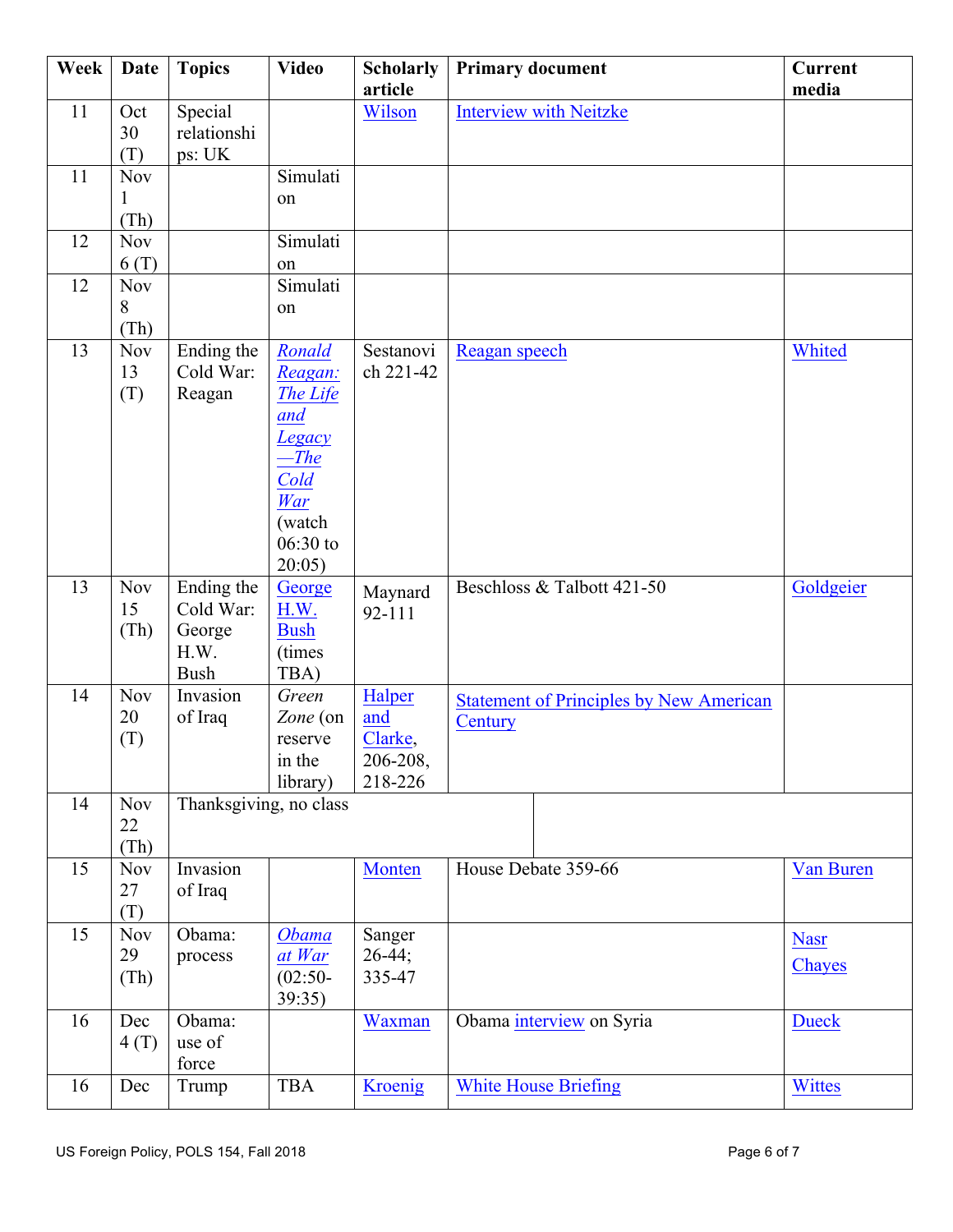| Week | Date | Topics | Video | Scholarly article | Primary document | Current media |
|---|---|---|---|---|---|---|
| 11 | Oct 30 (T) | Special relationships: UK | | Wilson | Interview with Neitzke | |
| 11 | Nov 1 (Th) | | Simulation | | | |
| 12 | Nov 6 (T) | | Simulation | | | |
| 12 | Nov 8 (Th) | | Simulation | | | |
| 13 | Nov 13 (T) | Ending the Cold War: Reagan | *Ronald Reagan: The Life and Legacy—The Cold War* (watch 06:30 to 20:05) | Sestanovich 221-42 | Reagan speech | Whited |
| 13 | Nov 15 (Th) | Ending the Cold War: George H.W. Bush | George H.W. Bush (times TBA) | Maynard 92-111 | Beschloss & Talbott 421-50 | Goldgeier |
| 14 | Nov 20 (T) | Invasion of Iraq | *Green Zone* (on reserve in the library) | Halper and Clarke, 206-208, 218-226 | Statement of Principles by New American Century | |
| 14 | Nov 22 (Th) | Thanksgiving, no class | | | | |
| 15 | Nov 27 (T) | Invasion of Iraq | | Monten | House Debate 359-66 | Van Buren |
| 15 | Nov 29 (Th) | Obama: process | *Obama at War* (02:50-39:35) | Sanger 26-44; 335-47 | | Nasr Chayes |
| 16 | Dec 4 (T) | Obama: use of force | | Waxman | Obama interview on Syria | Dueck |
| 16 | Dec | Trump | TBA | Kroenig | White House Briefing | Wittes |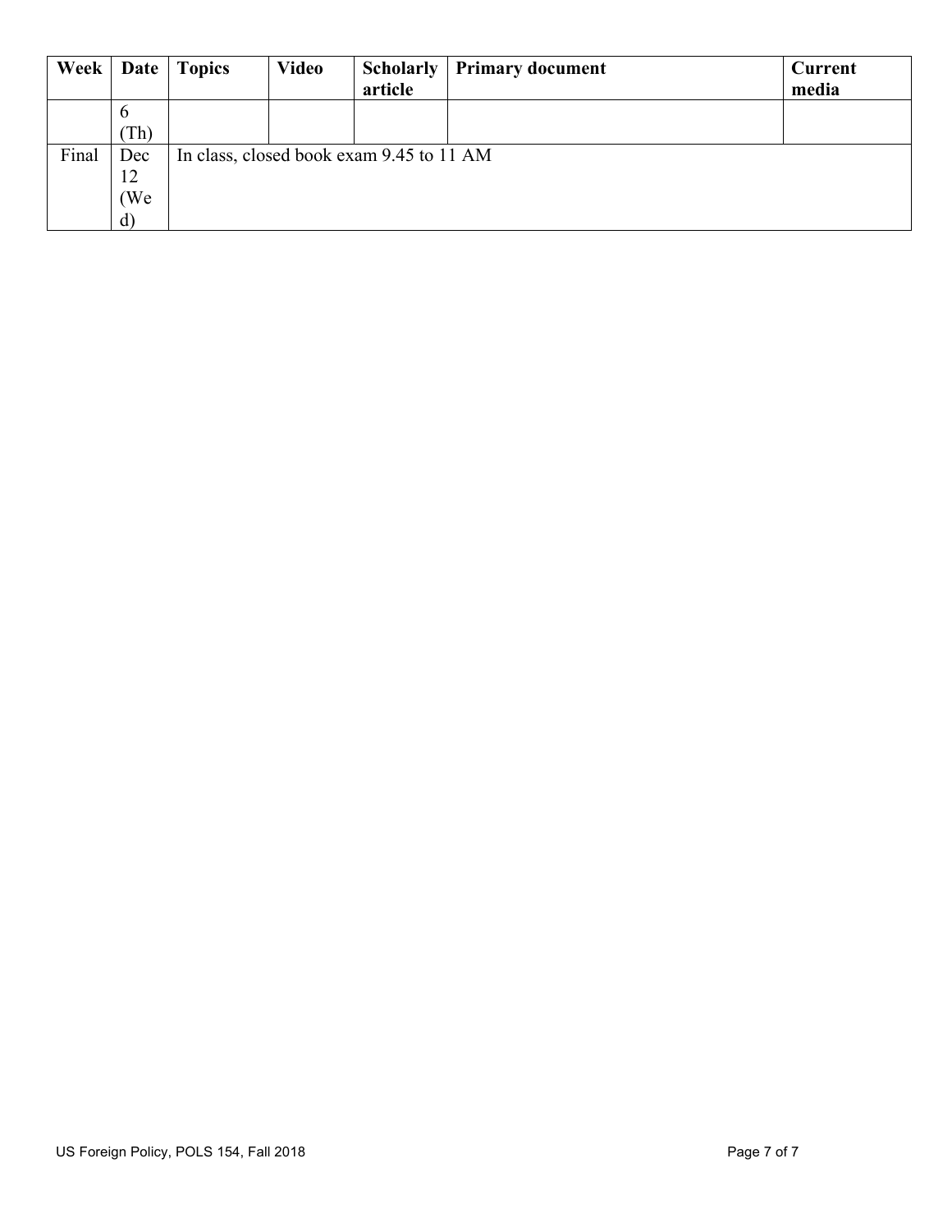| Week | Date | Topics | Video | Scholarly article | Primary document | Current media |
|---|---|---|---|---|---|---|
| | 6 (Th) | | | | | |
| Final | Dec 12 (Wed) | In class, closed book exam 9.45 to 11 AM | | | | |